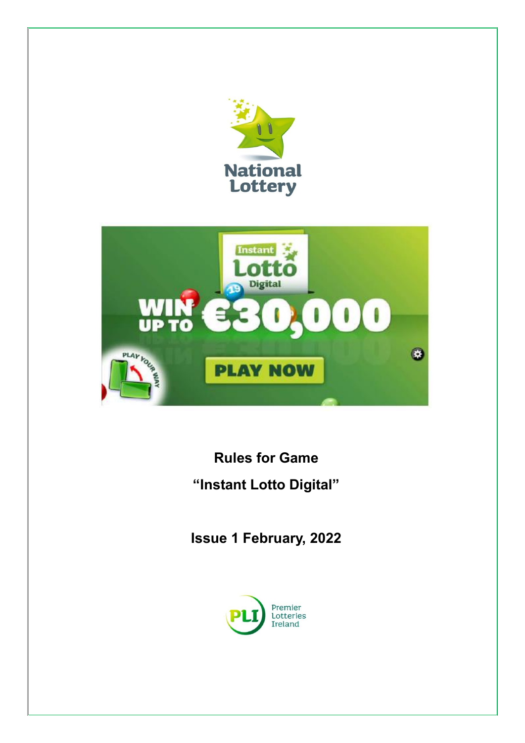# Rules for Game

# "Instant Lotto Digital"

## Issue 1 February, 2022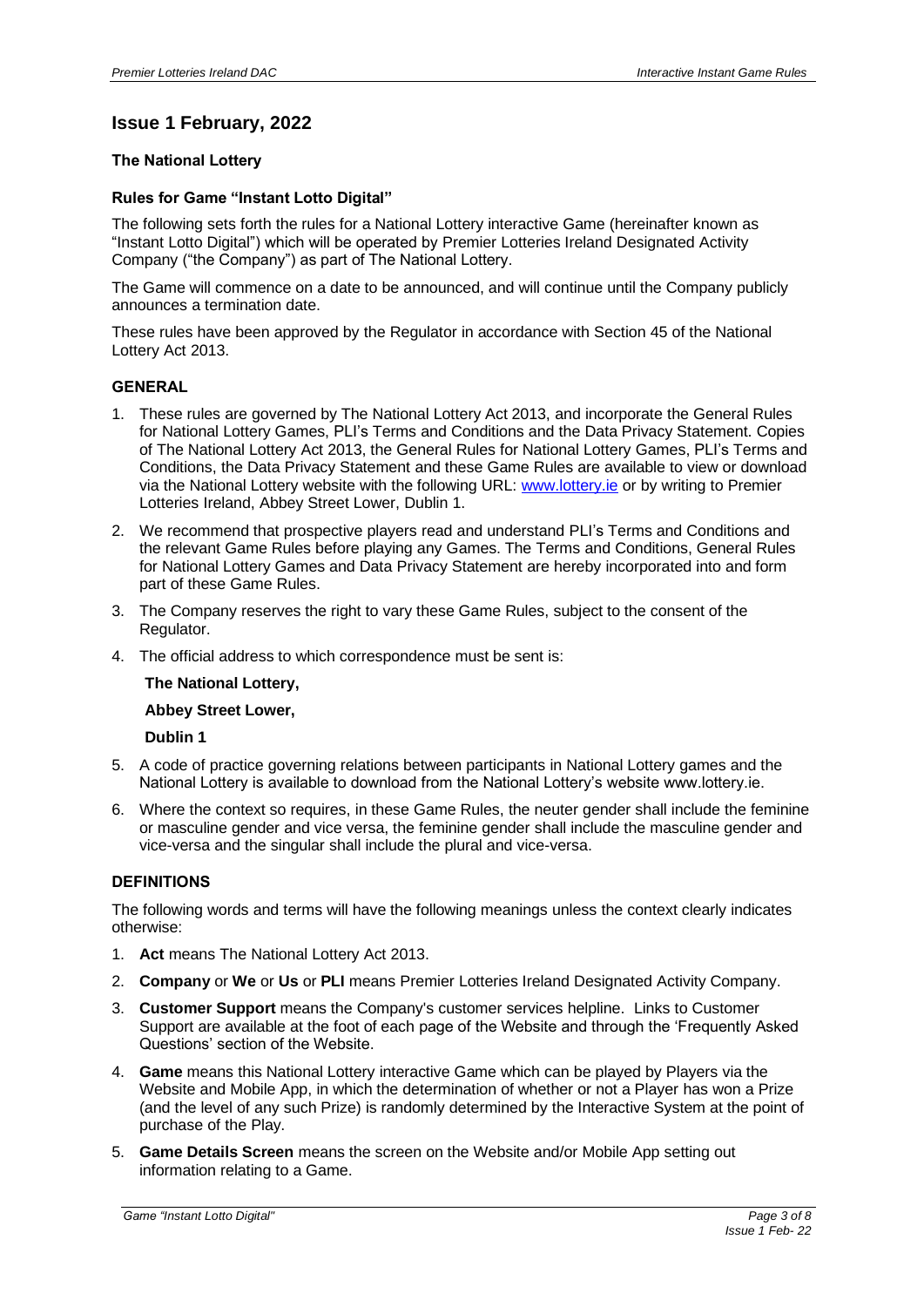## Issue 1 February, 2022

**The National Lottery**

**Rules for Game "Instant Lotto Digital"**

The following sets forth the rules for a National Lottery interactive Game (hereinafter known as "Instant Lotto Digital") which will be operated by Premier Lotteries Ireland Designated Activity Company ("the Company") as part of The National Lottery.

The Game will commence on a date to be announced, and will continue until the Company publicly announces a termination date.

These rules have been approved by the Regulator in accordance with Section 45 of the National Lottery Act 2013.

### GENERAL

1. These rules are governed by The National Lottery Act 2013, and incorporate the General Rules for National Lottery Games, PLI's Terms and Conditions and the Data Privacy Statement. Copies of The National Lottery Act 2013, the General Rules for National Lottery Games, PLI's Terms and Conditions, the Data Privacy Statement and these Game Rules are available to view or download via the National Lottery website with the following URL: [www.lottery.ie](http://www.lottery.ie) or by writing to Premier Lotteries Ireland, Abbey Street Lower, Dublin 1.
2. We recommend that prospective players read and understand PLI's Terms and Conditions and the relevant Game Rules before playing any Games. The Terms and Conditions, General Rules for National Lottery Games and Data Privacy Statement are hereby incorporated into and form part of these Game Rules.
3. The Company reserves the right to vary these Game Rules, subject to the consent of the Regulator.
4. The official address to which correspondence must be sent is:

   **The National Lottery,**

   **Abbey Street Lower,**

   **Dublin 1**

5. A code of practice governing relations between participants in National Lottery games and the National Lottery is available to download from the National Lottery's website www.lottery.ie.
6. Where the context so requires, in these Game Rules, the neuter gender shall include the feminine or masculine gender and vice versa, the feminine gender shall include the masculine gender and vice-versa and the singular shall include the plural and vice-versa.

### DEFINITIONS

The following words and terms will have the following meanings unless the context clearly indicates otherwise:

1. **Act** means The National Lottery Act 2013.
2. **Company** or **We** or **Us** or **PLI** means Premier Lotteries Ireland Designated Activity Company.
3. **Customer Support** means the Company's customer services helpline. Links to Customer Support are available at the foot of each page of the Website and through the 'Frequently Asked Questions' section of the Website.
4. **Game** means this National Lottery interactive Game which can be played by Players via the Website and Mobile App, in which the determination of whether or not a Player has won a Prize (and the level of any such Prize) is randomly determined by the Interactive System at the point of purchase of the Play.
5. **Game Details Screen** means the screen on the Website and/or Mobile App setting out information relating to a Game.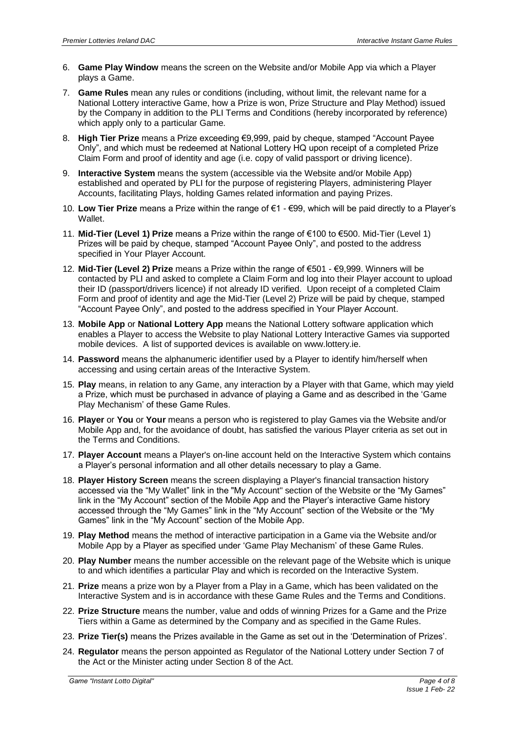6. **Game Play Window** means the screen on the Website and/or Mobile App via which a Player plays a Game.

7. **Game Rules** mean any rules or conditions (including, without limit, the relevant name for a National Lottery interactive Game, how a Prize is won, Prize Structure and Play Method) issued by the Company in addition to the PLI Terms and Conditions (hereby incorporated by reference) which apply only to a particular Game.

8. **High Tier Prize** means a Prize exceeding €9,999, paid by cheque, stamped "Account Payee Only", and which must be redeemed at National Lottery HQ upon receipt of a completed Prize Claim Form and proof of identity and age (i.e. copy of valid passport or driving licence).

9. **Interactive System** means the system (accessible via the Website and/or Mobile App) established and operated by PLI for the purpose of registering Players, administering Player Accounts, facilitating Plays, holding Games related information and paying Prizes.

10. **Low Tier Prize** means a Prize within the range of €1 - €99, which will be paid directly to a Player's Wallet.

11. **Mid-Tier (Level 1) Prize** means a Prize within the range of €100 to €500. Mid-Tier (Level 1) Prizes will be paid by cheque, stamped "Account Payee Only", and posted to the address specified in Your Player Account.

12. **Mid-Tier (Level 2) Prize** means a Prize within the range of €501 - €9,999. Winners will be contacted by PLI and asked to complete a Claim Form and log into their Player account to upload their ID (passport/drivers licence) if not already ID verified. Upon receipt of a completed Claim Form and proof of identity and age the Mid-Tier (Level 2) Prize will be paid by cheque, stamped "Account Payee Only", and posted to the address specified in Your Player Account.

13. **Mobile App** or **National Lottery App** means the National Lottery software application which enables a Player to access the Website to play National Lottery Interactive Games via supported mobile devices. A list of supported devices is available on www.lottery.ie.

14. **Password** means the alphanumeric identifier used by a Player to identify him/herself when accessing and using certain areas of the Interactive System.

15. **Play** means, in relation to any Game, any interaction by a Player with that Game, which may yield a Prize, which must be purchased in advance of playing a Game and as described in the 'Game Play Mechanism' of these Game Rules.

16. **Player** or **You** or **Your** means a person who is registered to play Games via the Website and/or Mobile App and, for the avoidance of doubt, has satisfied the various Player criteria as set out in the Terms and Conditions.

17. **Player Account** means a Player's on-line account held on the Interactive System which contains a Player's personal information and all other details necessary to play a Game.

18. **Player History Screen** means the screen displaying a Player's financial transaction history accessed via the "My Wallet" link in the "My Account" section of the Website or the "My Games" link in the "My Account" section of the Mobile App and the Player's interactive Game history accessed through the "My Games" link in the "My Account" section of the Website or the "My Games" link in the "My Account" section of the Mobile App.

19. **Play Method** means the method of interactive participation in a Game via the Website and/or Mobile App by a Player as specified under 'Game Play Mechanism' of these Game Rules.

20. **Play Number** means the number accessible on the relevant page of the Website which is unique to and which identifies a particular Play and which is recorded on the Interactive System.

21. **Prize** means a prize won by a Player from a Play in a Game, which has been validated on the Interactive System and is in accordance with these Game Rules and the Terms and Conditions.

22. **Prize Structure** means the number, value and odds of winning Prizes for a Game and the Prize Tiers within a Game as determined by the Company and as specified in the Game Rules.

23. **Prize Tier(s)** means the Prizes available in the Game as set out in the 'Determination of Prizes'.

24. **Regulator** means the person appointed as Regulator of the National Lottery under Section 7 of the Act or the Minister acting under Section 8 of the Act.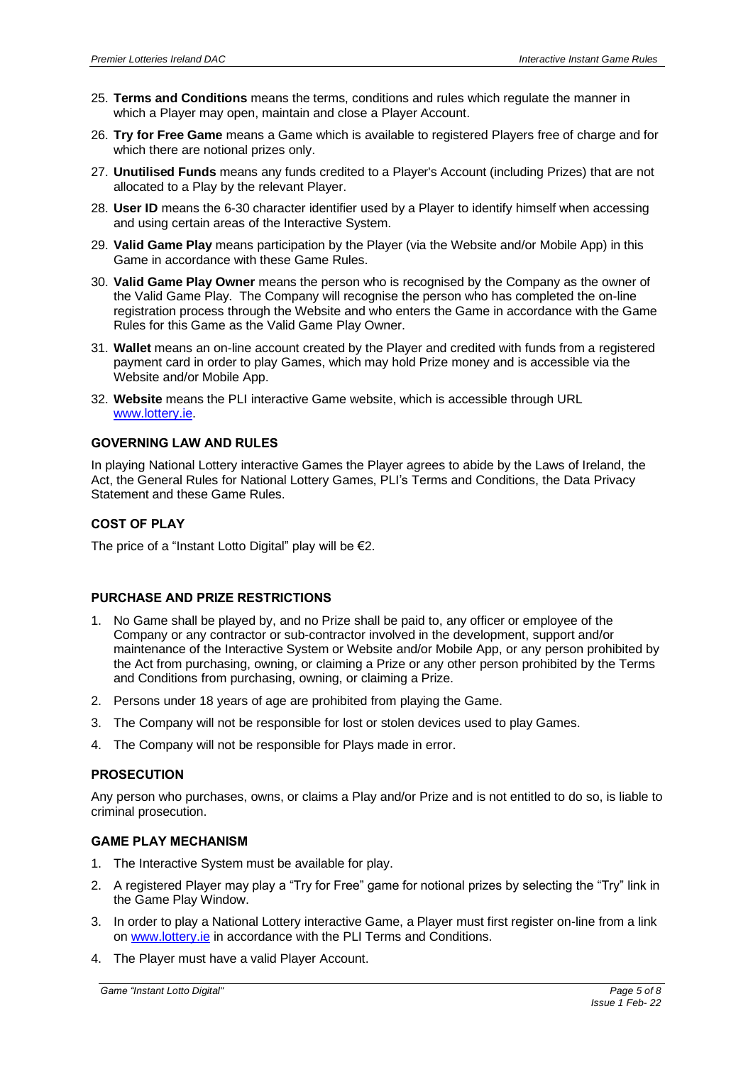25. **Terms and Conditions** means the terms, conditions and rules which regulate the manner in which a Player may open, maintain and close a Player Account.
26. **Try for Free Game** means a Game which is available to registered Players free of charge and for which there are notional prizes only.
27. **Unutilised Funds** means any funds credited to a Player's Account (including Prizes) that are not allocated to a Play by the relevant Player.
28. **User ID** means the 6-30 character identifier used by a Player to identify himself when accessing and using certain areas of the Interactive System.
29. **Valid Game Play** means participation by the Player (via the Website and/or Mobile App) in this Game in accordance with these Game Rules.
30. **Valid Game Play Owner** means the person who is recognised by the Company as the owner of the Valid Game Play. The Company will recognise the person who has completed the on-line registration process through the Website and who enters the Game in accordance with the Game Rules for this Game as the Valid Game Play Owner.
31. **Wallet** means an on-line account created by the Player and credited with funds from a registered payment card in order to play Games, which may hold Prize money and is accessible via the Website and/or Mobile App.
32. **Website** means the PLI interactive Game website, which is accessible through URL www.lottery.ie.

## GOVERNING LAW AND RULES

In playing National Lottery interactive Games the Player agrees to abide by the Laws of Ireland, the Act, the General Rules for National Lottery Games, PLI's Terms and Conditions, the Data Privacy Statement and these Game Rules.

## COST OF PLAY

The price of a "Instant Lotto Digital" play will be €2.

## PURCHASE AND PRIZE RESTRICTIONS

1. No Game shall be played by, and no Prize shall be paid to, any officer or employee of the Company or any contractor or sub-contractor involved in the development, support and/or maintenance of the Interactive System or Website and/or Mobile App, or any person prohibited by the Act from purchasing, owning, or claiming a Prize or any other person prohibited by the Terms and Conditions from purchasing, owning, or claiming a Prize.
2. Persons under 18 years of age are prohibited from playing the Game.
3. The Company will not be responsible for lost or stolen devices used to play Games.
4. The Company will not be responsible for Plays made in error.

## PROSECUTION

Any person who purchases, owns, or claims a Play and/or Prize and is not entitled to do so, is liable to criminal prosecution.

## GAME PLAY MECHANISM

1. The Interactive System must be available for play.
2. A registered Player may play a "Try for Free" game for notional prizes by selecting the "Try" link in the Game Play Window.
3. In order to play a National Lottery interactive Game, a Player must first register on-line from a link on www.lottery.ie in accordance with the PLI Terms and Conditions.
4. The Player must have a valid Player Account.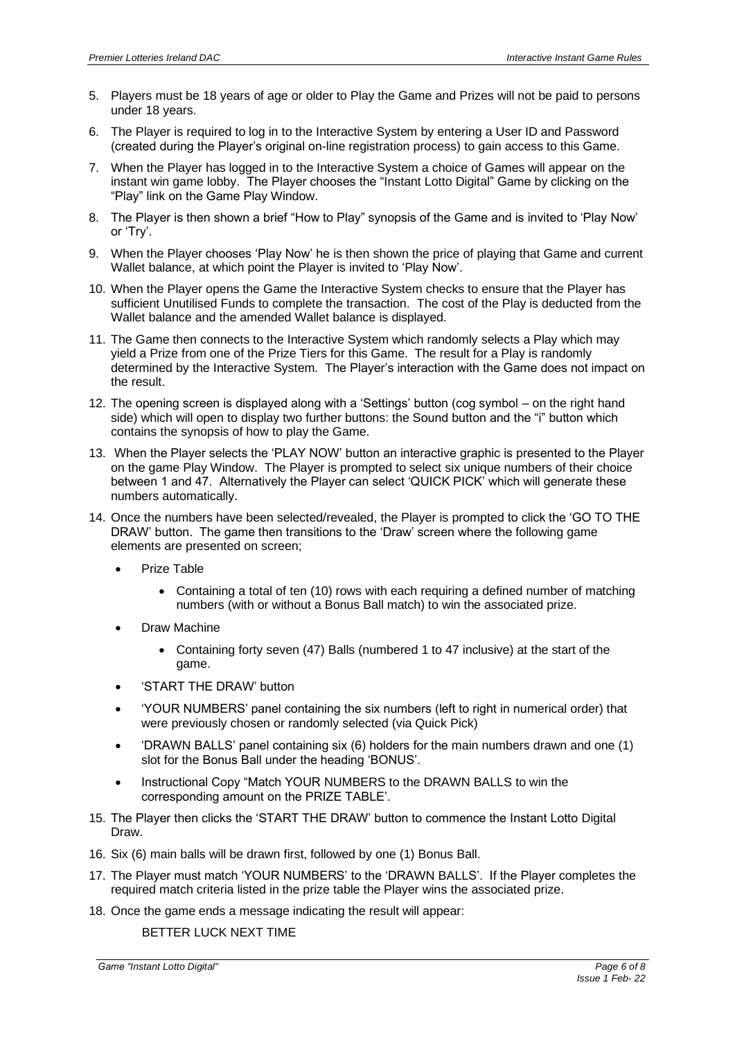5. Players must be 18 years of age or older to Play the Game and Prizes will not be paid to persons under 18 years.
6. The Player is required to log in to the Interactive System by entering a User ID and Password (created during the Player's original on-line registration process) to gain access to this Game.
7. When the Player has logged in to the Interactive System a choice of Games will appear on the instant win game lobby. The Player chooses the "Instant Lotto Digital" Game by clicking on the "Play" link on the Game Play Window.
8. The Player is then shown a brief "How to Play" synopsis of the Game and is invited to 'Play Now' or 'Try'.
9. When the Player chooses 'Play Now' he is then shown the price of playing that Game and current Wallet balance, at which point the Player is invited to 'Play Now'.
10. When the Player opens the Game the Interactive System checks to ensure that the Player has sufficient Unutilised Funds to complete the transaction. The cost of the Play is deducted from the Wallet balance and the amended Wallet balance is displayed.
11. The Game then connects to the Interactive System which randomly selects a Play which may yield a Prize from one of the Prize Tiers for this Game. The result for a Play is randomly determined by the Interactive System. The Player's interaction with the Game does not impact on the result.
12. The opening screen is displayed along with a 'Settings' button (cog symbol – on the right hand side) which will open to display two further buttons: the Sound button and the "i" button which contains the synopsis of how to play the Game.
13. When the Player selects the 'PLAY NOW' button an interactive graphic is presented to the Player on the game Play Window. The Player is prompted to select six unique numbers of their choice between 1 and 47. Alternatively the Player can select 'QUICK PICK' which will generate these numbers automatically.
14. Once the numbers have been selected/revealed, the Player is prompted to click the 'GO TO THE DRAW' button. The game then transitions to the 'Draw' screen where the following game elements are presented on screen;
    - Prize Table
        - Containing a total of ten (10) rows with each requiring a defined number of matching numbers (with or without a Bonus Ball match) to win the associated prize.
    - Draw Machine
        - Containing forty seven (47) Balls (numbered 1 to 47 inclusive) at the start of the game.
    - 'START THE DRAW' button
    - 'YOUR NUMBERS' panel containing the six numbers (left to right in numerical order) that were previously chosen or randomly selected (via Quick Pick)
    - 'DRAWN BALLS' panel containing six (6) holders for the main numbers drawn and one (1) slot for the Bonus Ball under the heading 'BONUS'.
    - Instructional Copy "Match YOUR NUMBERS to the DRAWN BALLS to win the corresponding amount on the PRIZE TABLE'.
15. The Player then clicks the 'START THE DRAW' button to commence the Instant Lotto Digital Draw.
16. Six (6) main balls will be drawn first, followed by one (1) Bonus Ball.
17. The Player must match 'YOUR NUMBERS' to the 'DRAWN BALLS'. If the Player completes the required match criteria listed in the prize table the Player wins the associated prize.
18. Once the game ends a message indicating the result will appear:

    BETTER LUCK NEXT TIME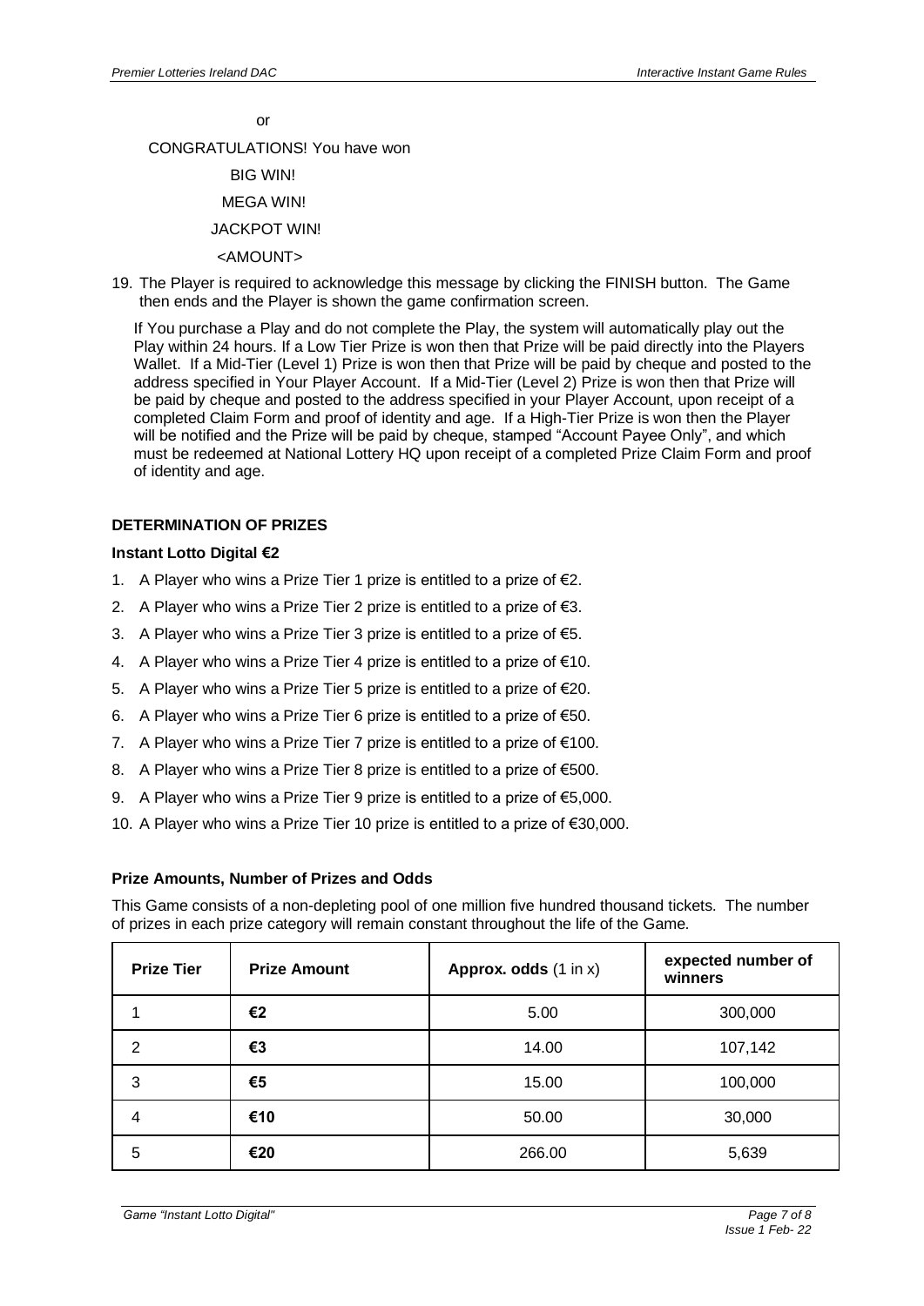or

CONGRATULATIONS! You have won

BIG WIN!

MEGA WIN!

JACKPOT WIN!

<AMOUNT>

19. The Player is required to acknowledge this message by clicking the FINISH button. The Game then ends and the Player is shown the game confirmation screen.

If You purchase a Play and do not complete the Play, the system will automatically play out the Play within 24 hours. If a Low Tier Prize is won then that Prize will be paid directly into the Players Wallet. If a Mid-Tier (Level 1) Prize is won then that Prize will be paid by cheque and posted to the address specified in Your Player Account. If a Mid-Tier (Level 2) Prize is won then that Prize will be paid by cheque and posted to the address specified in your Player Account, upon receipt of a completed Claim Form and proof of identity and age. If a High-Tier Prize is won then the Player will be notified and the Prize will be paid by cheque, stamped "Account Payee Only", and which must be redeemed at National Lottery HQ upon receipt of a completed Prize Claim Form and proof of identity and age.

## DETERMINATION OF PRIZES

### Instant Lotto Digital €2

1. A Player who wins a Prize Tier 1 prize is entitled to a prize of €2.
2. A Player who wins a Prize Tier 2 prize is entitled to a prize of €3.
3. A Player who wins a Prize Tier 3 prize is entitled to a prize of €5.
4. A Player who wins a Prize Tier 4 prize is entitled to a prize of €10.
5. A Player who wins a Prize Tier 5 prize is entitled to a prize of €20.
6. A Player who wins a Prize Tier 6 prize is entitled to a prize of €50.
7. A Player who wins a Prize Tier 7 prize is entitled to a prize of €100.
8. A Player who wins a Prize Tier 8 prize is entitled to a prize of €500.
9. A Player who wins a Prize Tier 9 prize is entitled to a prize of €5,000.
10. A Player who wins a Prize Tier 10 prize is entitled to a prize of €30,000.

### Prize Amounts, Number of Prizes and Odds

This Game consists of a non-depleting pool of one million five hundred thousand tickets. The number of prizes in each prize category will remain constant throughout the life of the Game.

| Prize Tier | Prize Amount | Approx. odds (1 in x) | expected number of winners |
|---|---|---|---|
| 1 | **€2** | 5.00 | 300,000 |
| 2 | **€3** | 14.00 | 107,142 |
| 3 | **€5** | 15.00 | 100,000 |
| 4 | **€10** | 50.00 | 30,000 |
| 5 | **€20** | 266.00 | 5,639 |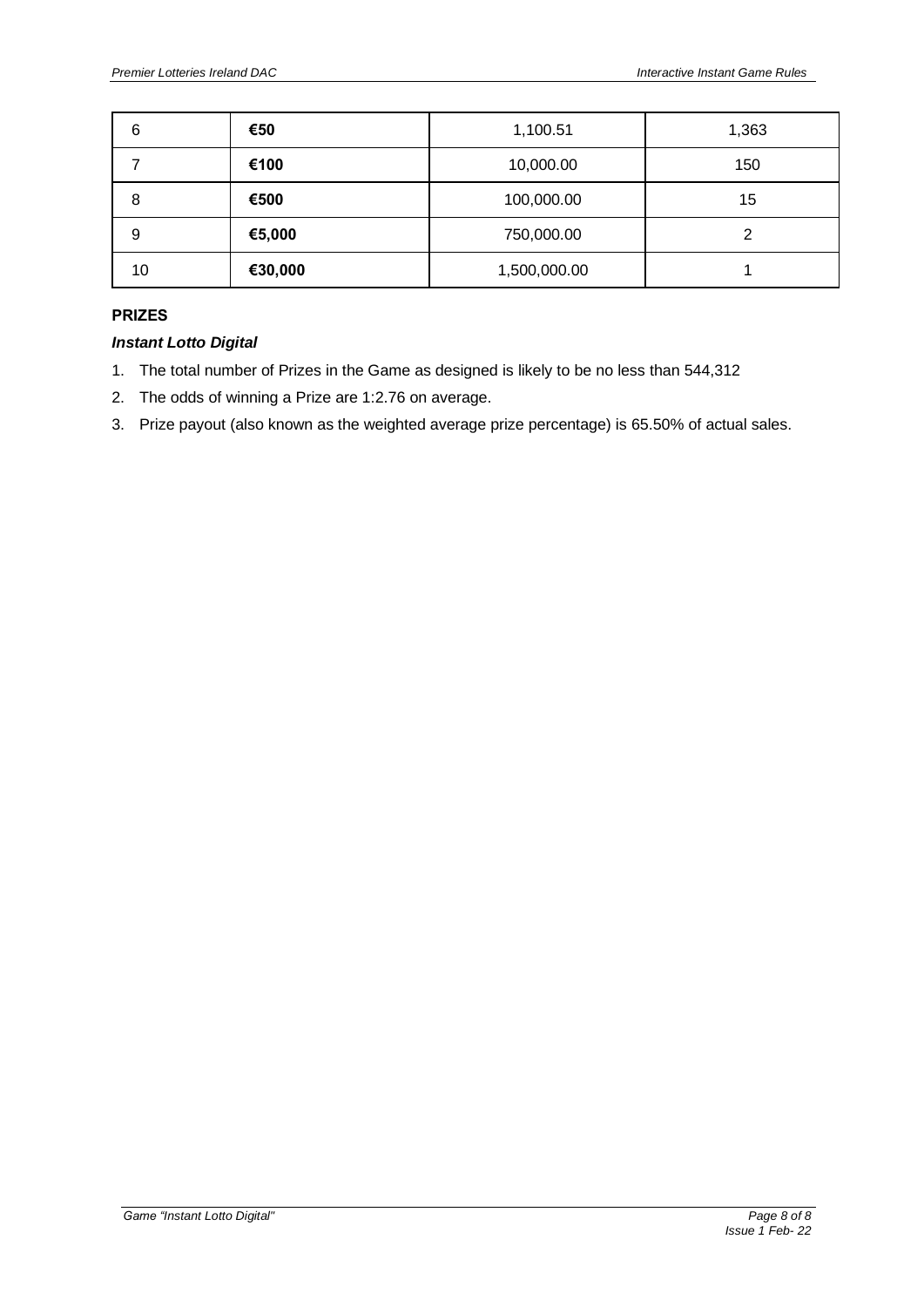| | | | |
|---|---|---|---|
| 6 | **€50** | 1,100.51 | 1,363 |
| 7 | **€100** | 10,000.00 | 150 |
| 8 | **€500** | 100,000.00 | 15 |
| 9 | **€5,000** | 750,000.00 | 2 |
| 10 | **€30,000** | 1,500,000.00 | 1 |

**PRIZES**

***Instant Lotto Digital***

1. The total number of Prizes in the Game as designed is likely to be no less than 544,312
2. The odds of winning a Prize are 1:2.76 on average.
3. Prize payout (also known as the weighted average prize percentage) is 65.50% of actual sales.